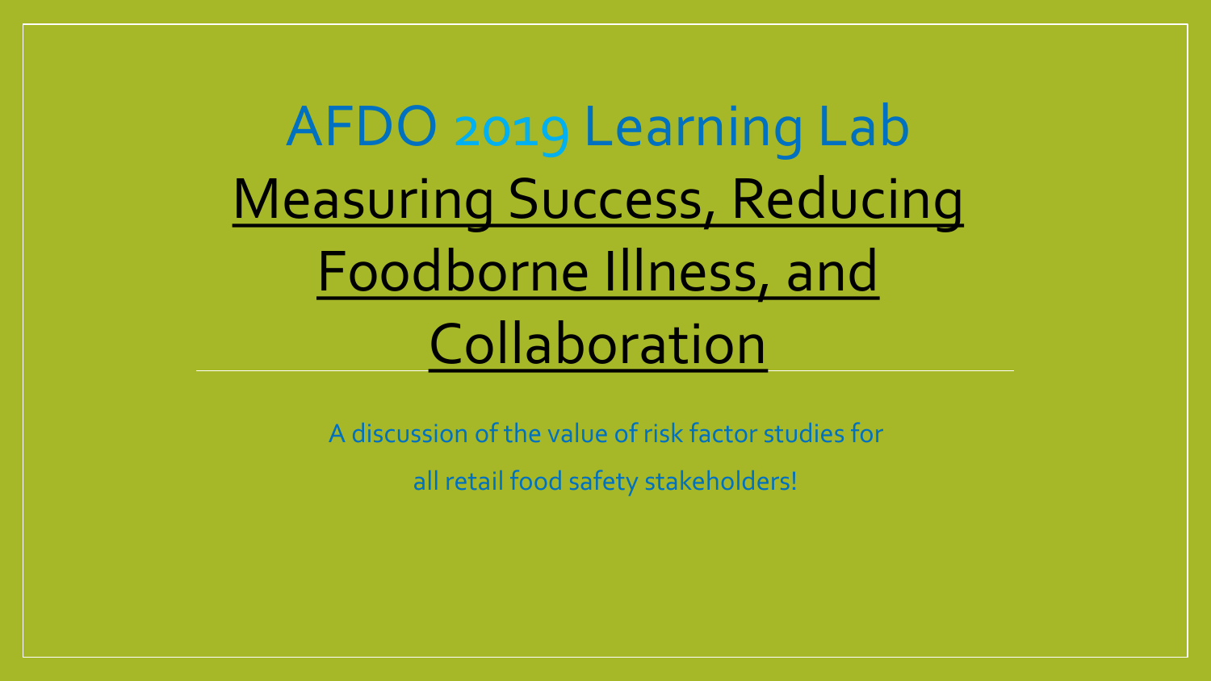# AFDO 2019 Learning Lab

## Measuring Success, Reducing Foodborne Illness, and Collaboration

A discussion of the value of risk factor studies for all retail food safety stakeholders!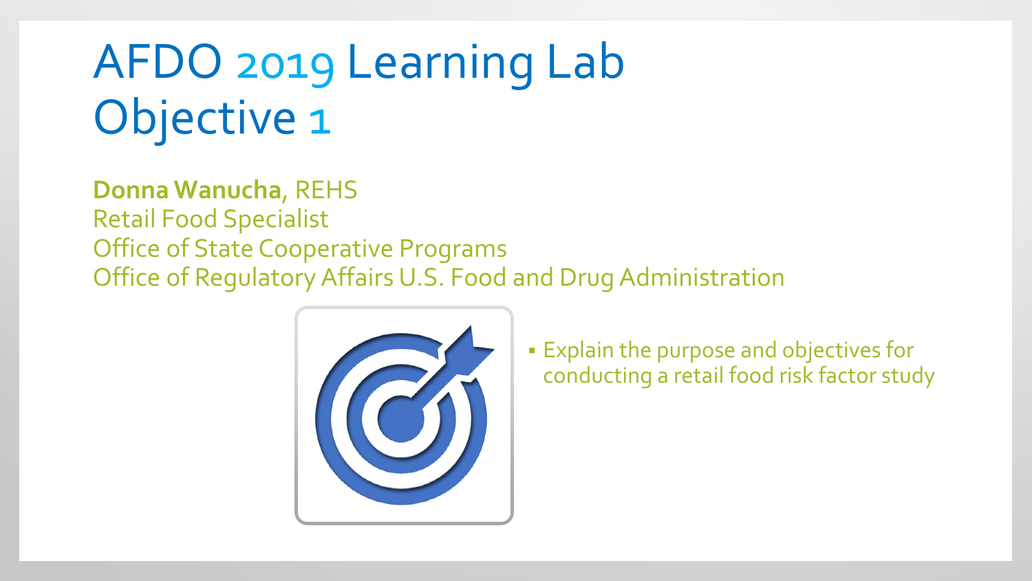# AFDO 2019 Learning Lab Objective 1

**Donna Wanucha**, REHS
Retail Food Specialist
Office of State Cooperative Programs
Office of Regulatory Affairs U.S. Food and Drug Administration

- Explain the purpose and objectives for conducting a retail food risk factor study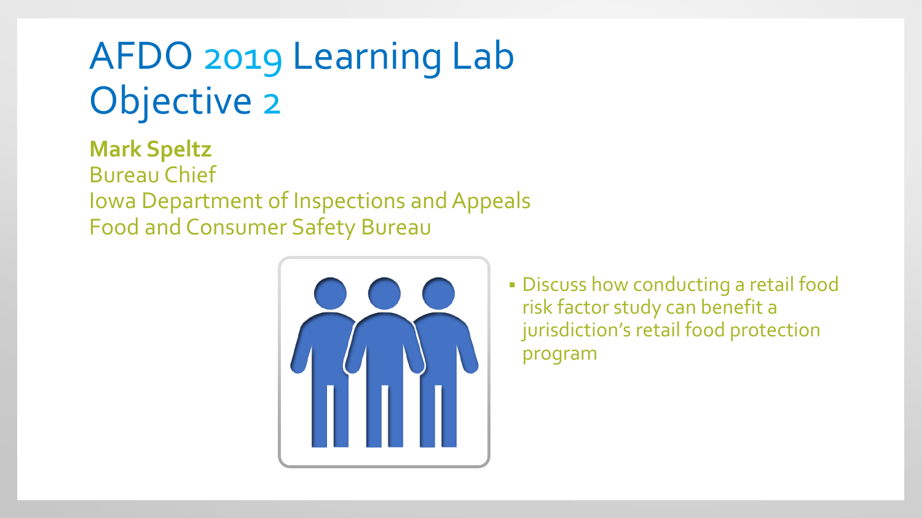# AFDO 2019 Learning Lab Objective 2

**Mark Speltz**
Bureau Chief
Iowa Department of Inspections and Appeals
Food and Consumer Safety Bureau

- Discuss how conducting a retail food risk factor study can benefit a jurisdiction's retail food protection program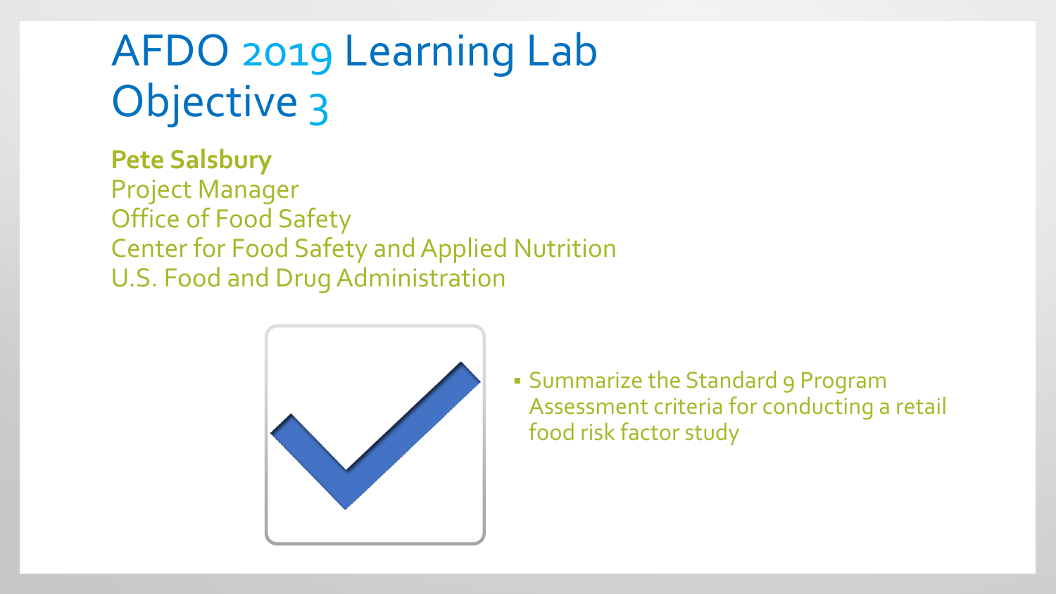# AFDO 2019 Learning Lab Objective 3

**Pete Salsbury**
Project Manager
Office of Food Safety
Center for Food Safety and Applied Nutrition
U.S. Food and Drug Administration

- Summarize the Standard 9 Program Assessment criteria for conducting a retail food risk factor study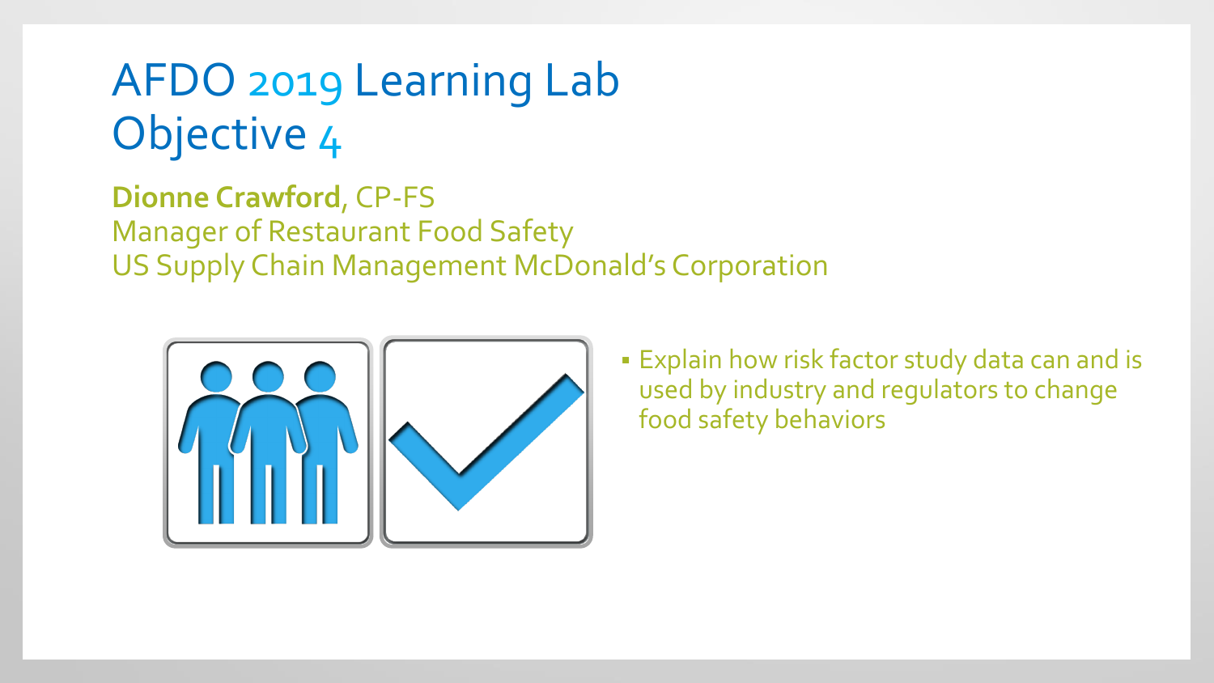# AFDO 2019 Learning Lab Objective 4

**Dionne Crawford**, CP-FS
Manager of Restaurant Food Safety
US Supply Chain Management McDonald's Corporation

- Explain how risk factor study data can and is used by industry and regulators to change food safety behaviors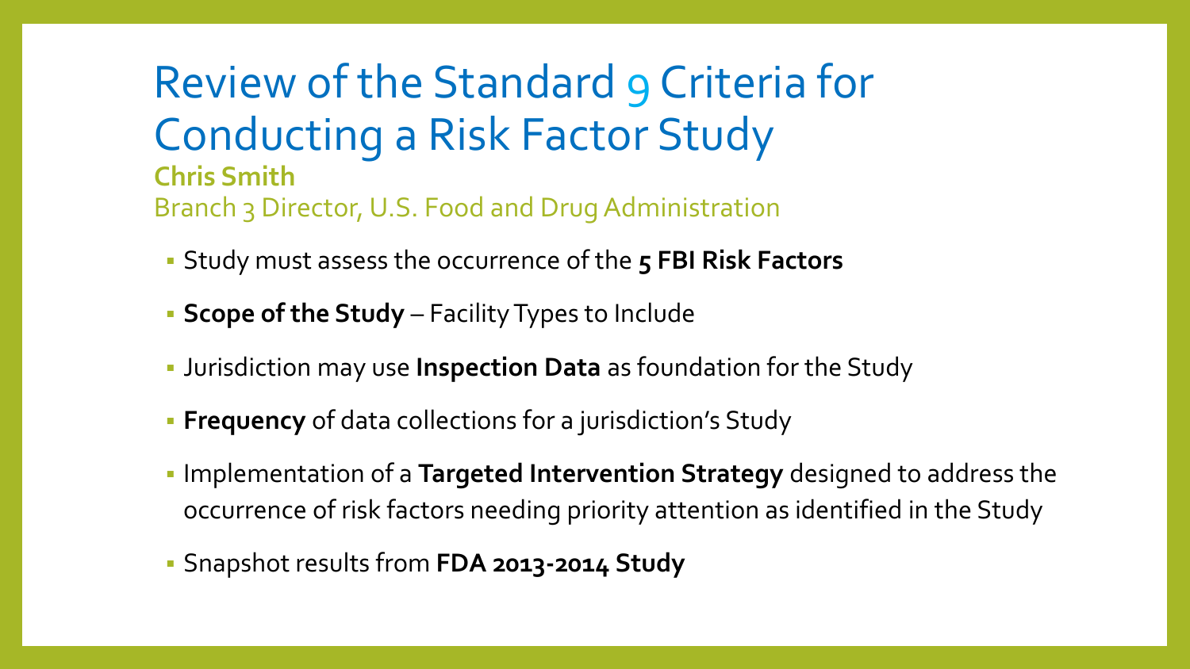# Review of the Standard 9 Criteria for Conducting a Risk Factor Study

**Chris Smith**

Branch 3 Director, U.S. Food and Drug Administration

- Study must assess the occurrence of the **5 FBI Risk Factors**
- **Scope of the Study** – Facility Types to Include
- Jurisdiction may use **Inspection Data** as foundation for the Study
- **Frequency** of data collections for a jurisdiction's Study
- Implementation of a **Targeted Intervention Strategy** designed to address the occurrence of risk factors needing priority attention as identified in the Study
- Snapshot results from **FDA 2013-2014 Study**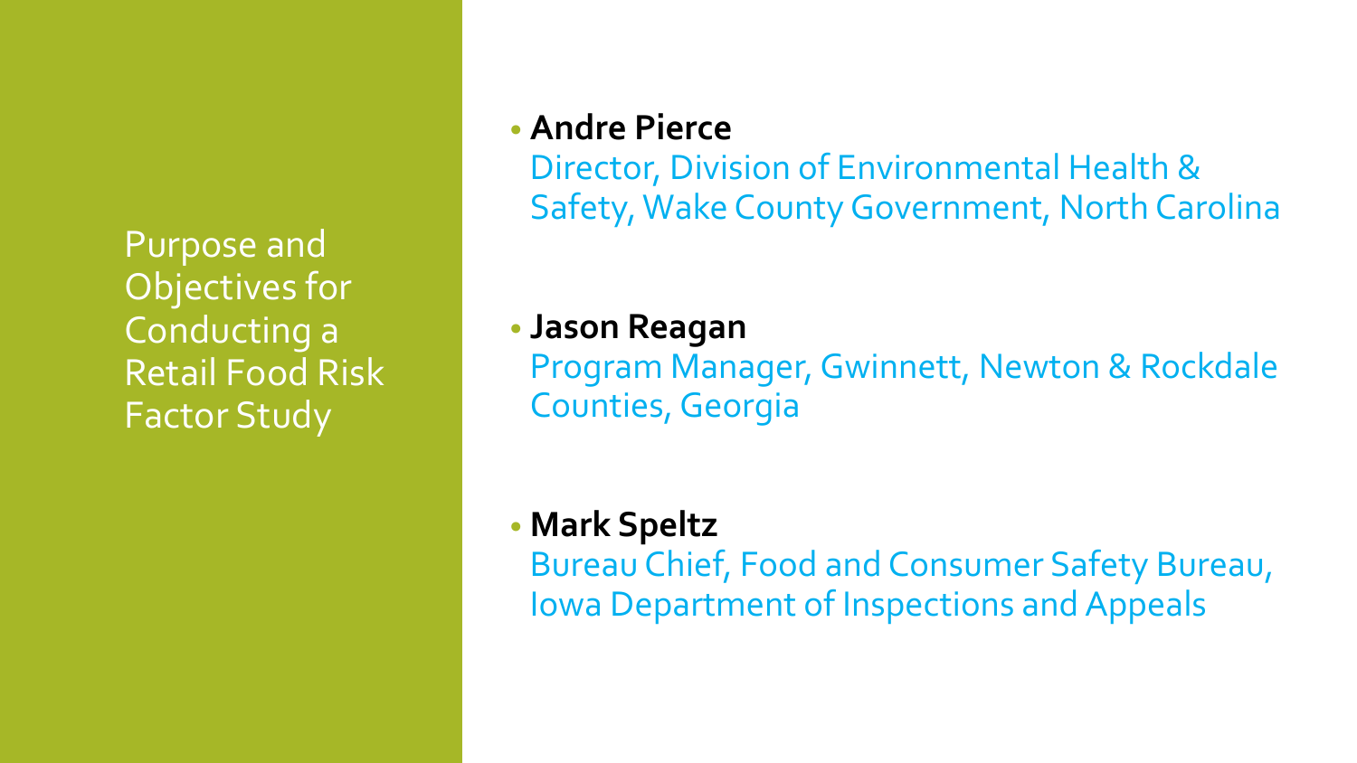# Purpose and Objectives for Conducting a Retail Food Risk Factor Study

- **Andre Pierce**
  Director, Division of Environmental Health & Safety, Wake County Government, North Carolina

- **Jason Reagan**
  Program Manager, Gwinnett, Newton & Rockdale Counties, Georgia

- **Mark Speltz**
  Bureau Chief, Food and Consumer Safety Bureau, Iowa Department of Inspections and Appeals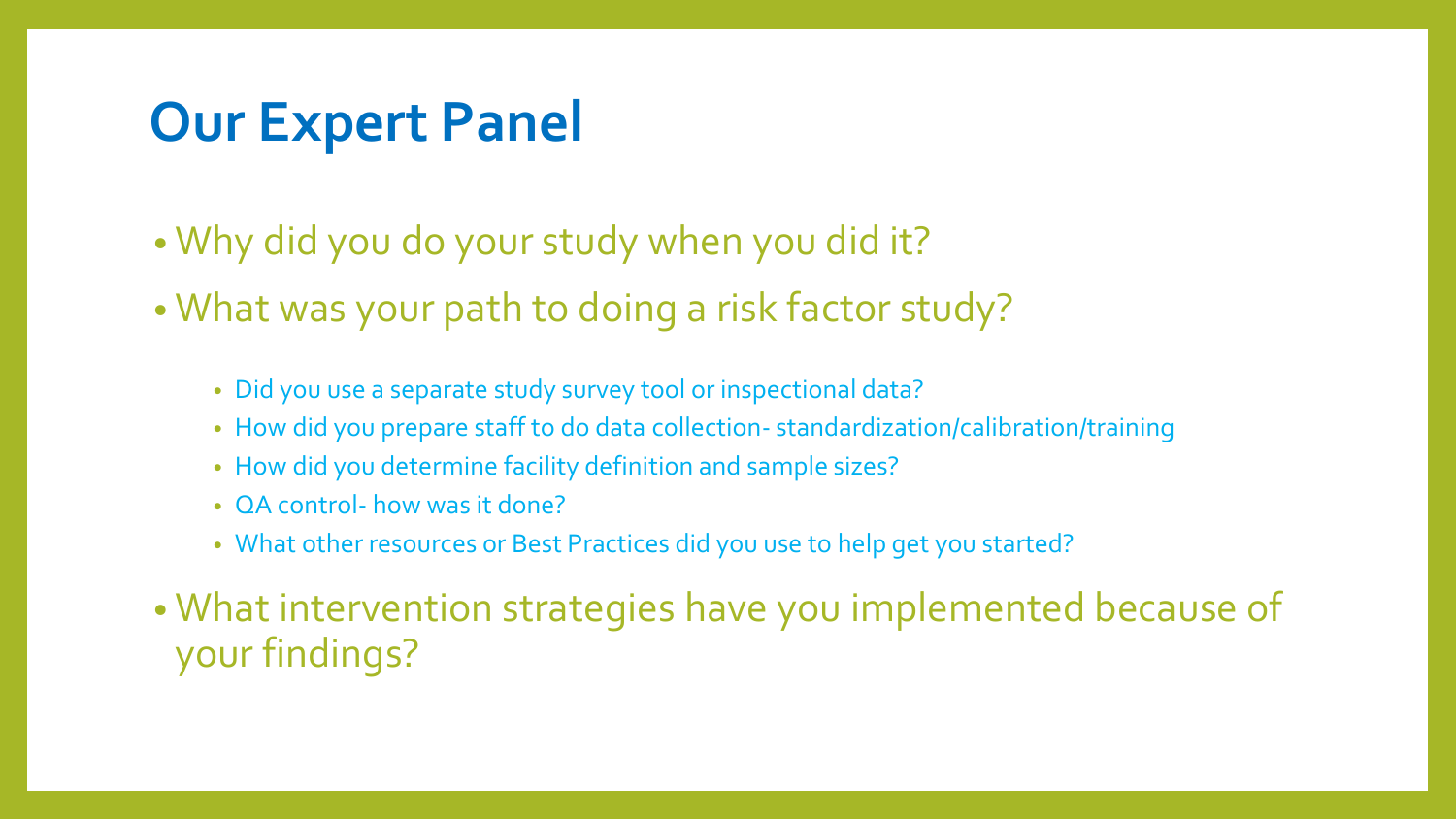# Our Expert Panel

- Why did you do your study when you did it?
- What was your path to doing a risk factor study?
  - Did you use a separate study survey tool or inspectional data?
  - How did you prepare staff to do data collection- standardization/calibration/training
  - How did you determine facility definition and sample sizes?
  - QA control- how was it done?
  - What other resources or Best Practices did you use to help get you started?
- What intervention strategies have you implemented because of your findings?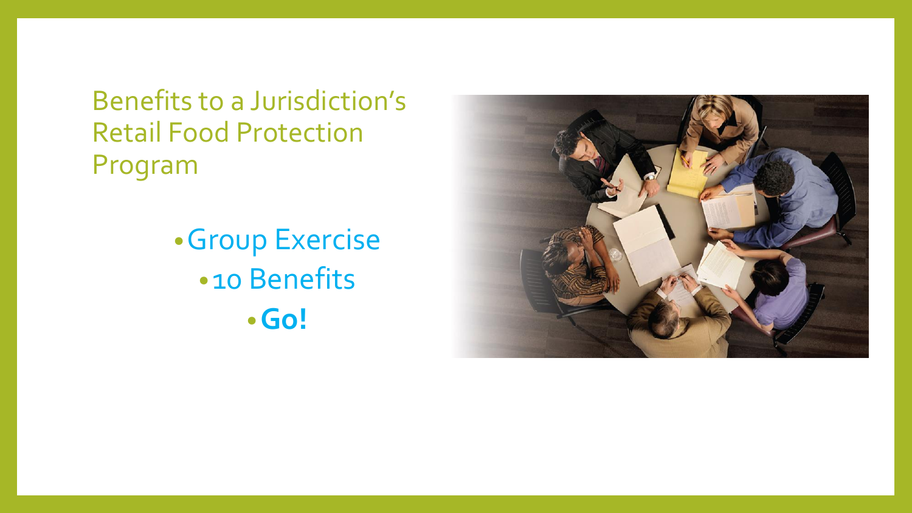# Benefits to a Jurisdiction's Retail Food Protection Program

- Group Exercise
  - 10 Benefits
    - **Go!**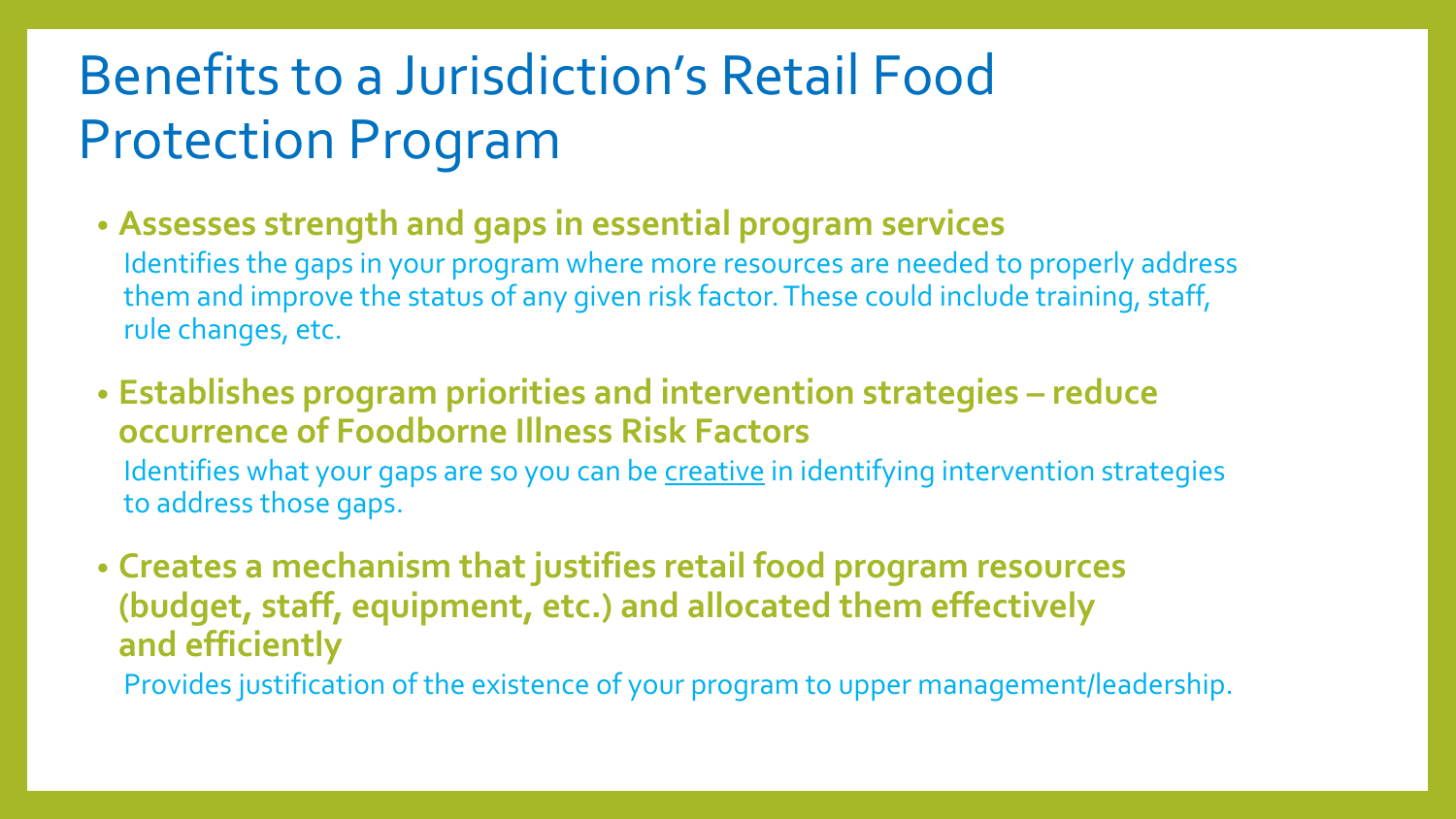# Benefits to a Jurisdiction's Retail Food Protection Program

- **Assesses strength and gaps in essential program services**

  Identifies the gaps in your program where more resources are needed to properly address them and improve the status of any given risk factor. These could include training, staff, rule changes, etc.

- **Establishes program priorities and intervention strategies – reduce occurrence of Foodborne Illness Risk Factors**

  Identifies what your gaps are so you can be creative in identifying intervention strategies to address those gaps.

- **Creates a mechanism that justifies retail food program resources (budget, staff, equipment, etc.) and allocated them effectively and efficiently**

  Provides justification of the existence of your program to upper management/leadership.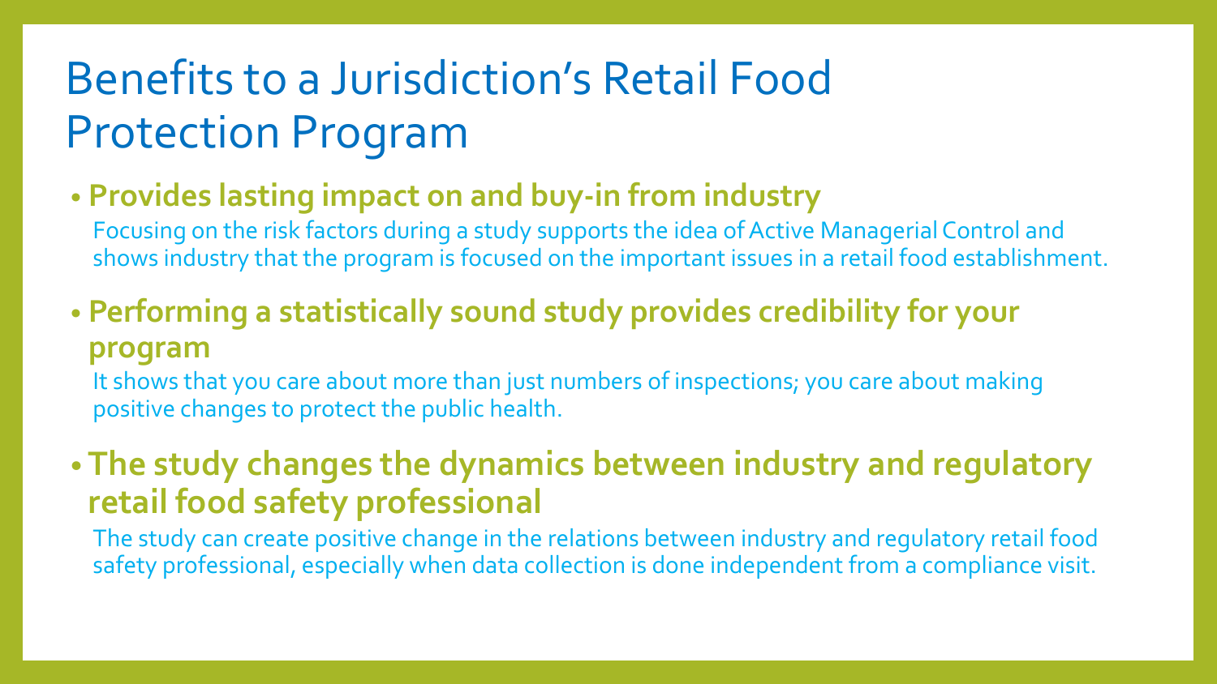# Benefits to a Jurisdiction's Retail Food Protection Program

- **Provides lasting impact on and buy-in from industry**

  Focusing on the risk factors during a study supports the idea of Active Managerial Control and shows industry that the program is focused on the important issues in a retail food establishment.

- **Performing a statistically sound study provides credibility for your program**

  It shows that you care about more than just numbers of inspections; you care about making positive changes to protect the public health.

- **The study changes the dynamics between industry and regulatory retail food safety professional**

  The study can create positive change in the relations between industry and regulatory retail food safety professional, especially when data collection is done independent from a compliance visit.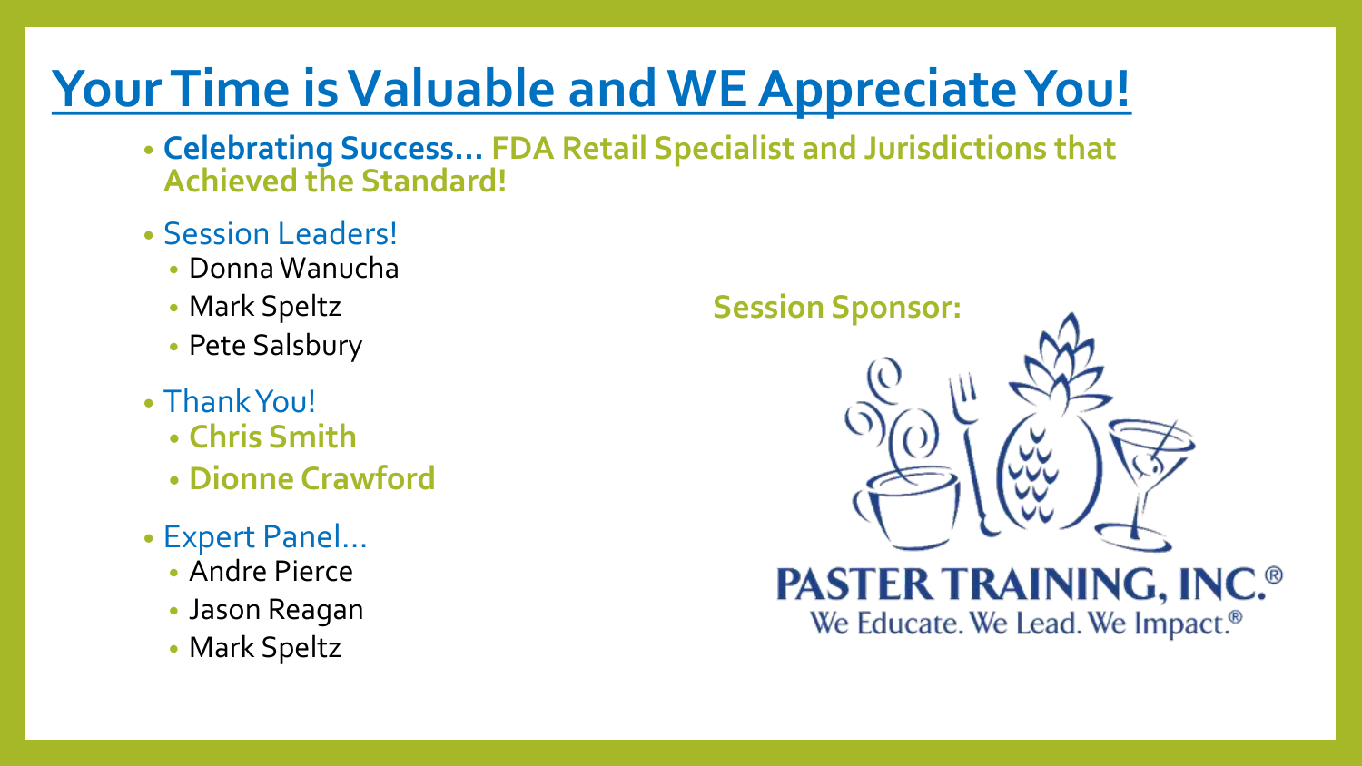# Your Time is Valuable and WE Appreciate You!

- **Celebrating Success… FDA Retail Specialist and Jurisdictions that Achieved the Standard!**
- Session Leaders!
  - Donna Wanucha
  - Mark Speltz
  - Pete Salsbury
- Thank You!
  - **Chris Smith**
  - **Dionne Crawford**
- Expert Panel…
  - Andre Pierce
  - Jason Reagan
  - Mark Speltz

**Session Sponsor:**

PASTER TRAINING, INC.®
We Educate. We Lead. We Impact.®